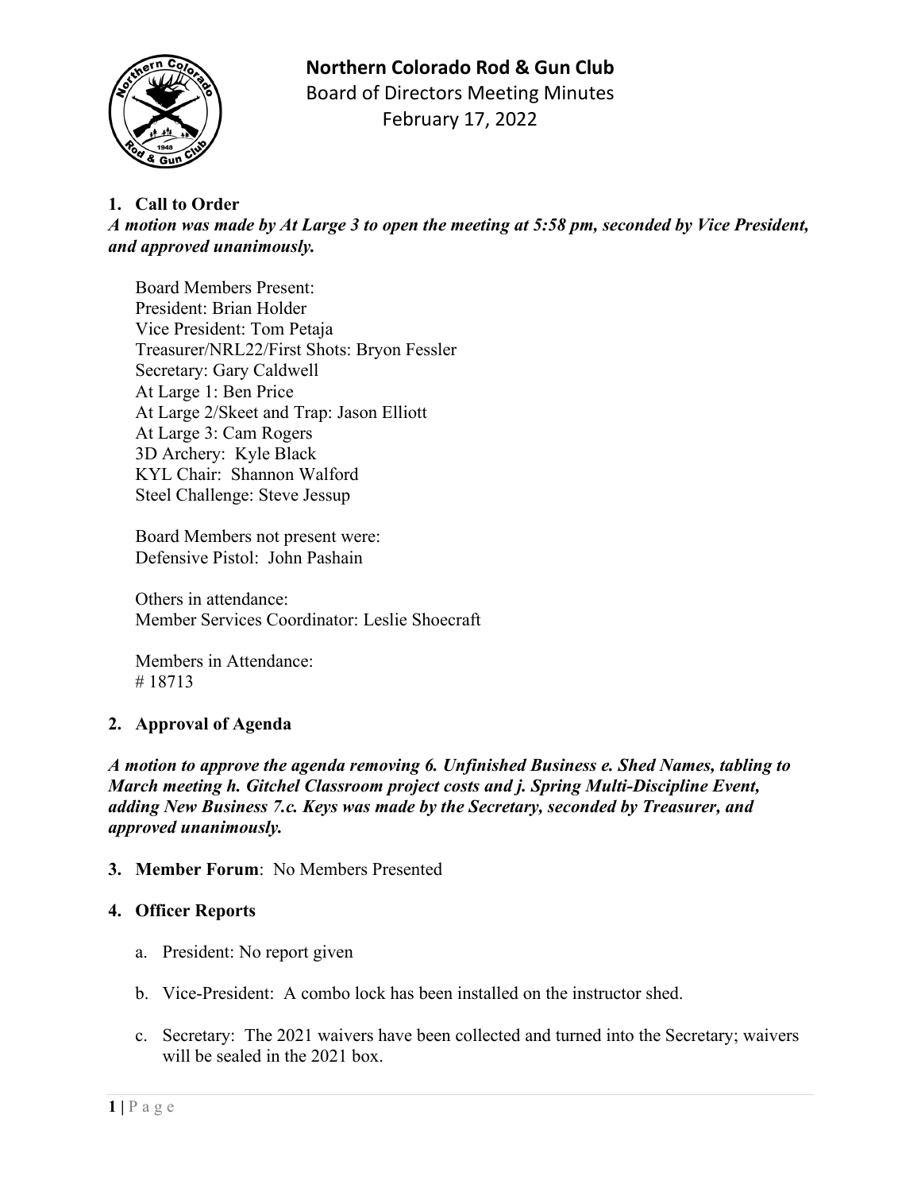# Northern Colorado Rod & Gun Club

Board of Directors Meeting Minutes

February 17, 2022

## 1. Call to Order

***A motion was made by At Large 3 to open the meeting at 5:58 pm, seconded by Vice President, and approved unanimously.***

Board Members Present:
President: Brian Holder
Vice President: Tom Petaja
Treasurer/NRL22/First Shots: Bryon Fessler
Secretary: Gary Caldwell
At Large 1: Ben Price
At Large 2/Skeet and Trap: Jason Elliott
At Large 3: Cam Rogers
3D Archery: Kyle Black
KYL Chair: Shannon Walford
Steel Challenge: Steve Jessup

Board Members not present were:
Defensive Pistol: John Pashain

Others in attendance:
Member Services Coordinator: Leslie Shoecraft

Members in Attendance:
# 18713

## 2. Approval of Agenda

***A motion to approve the agenda removing 6. Unfinished Business e. Shed Names, tabling to March meeting h. Gitchel Classroom project costs and j. Spring Multi-Discipline Event, adding New Business 7.c. Keys was made by the Secretary, seconded by Treasurer, and approved unanimously.***

## 3. Member Forum: No Members Presented

## 4. Officer Reports

a. President: No report given

b. Vice-President: A combo lock has been installed on the instructor shed.

c. Secretary: The 2021 waivers have been collected and turned into the Secretary; waivers will be sealed in the 2021 box.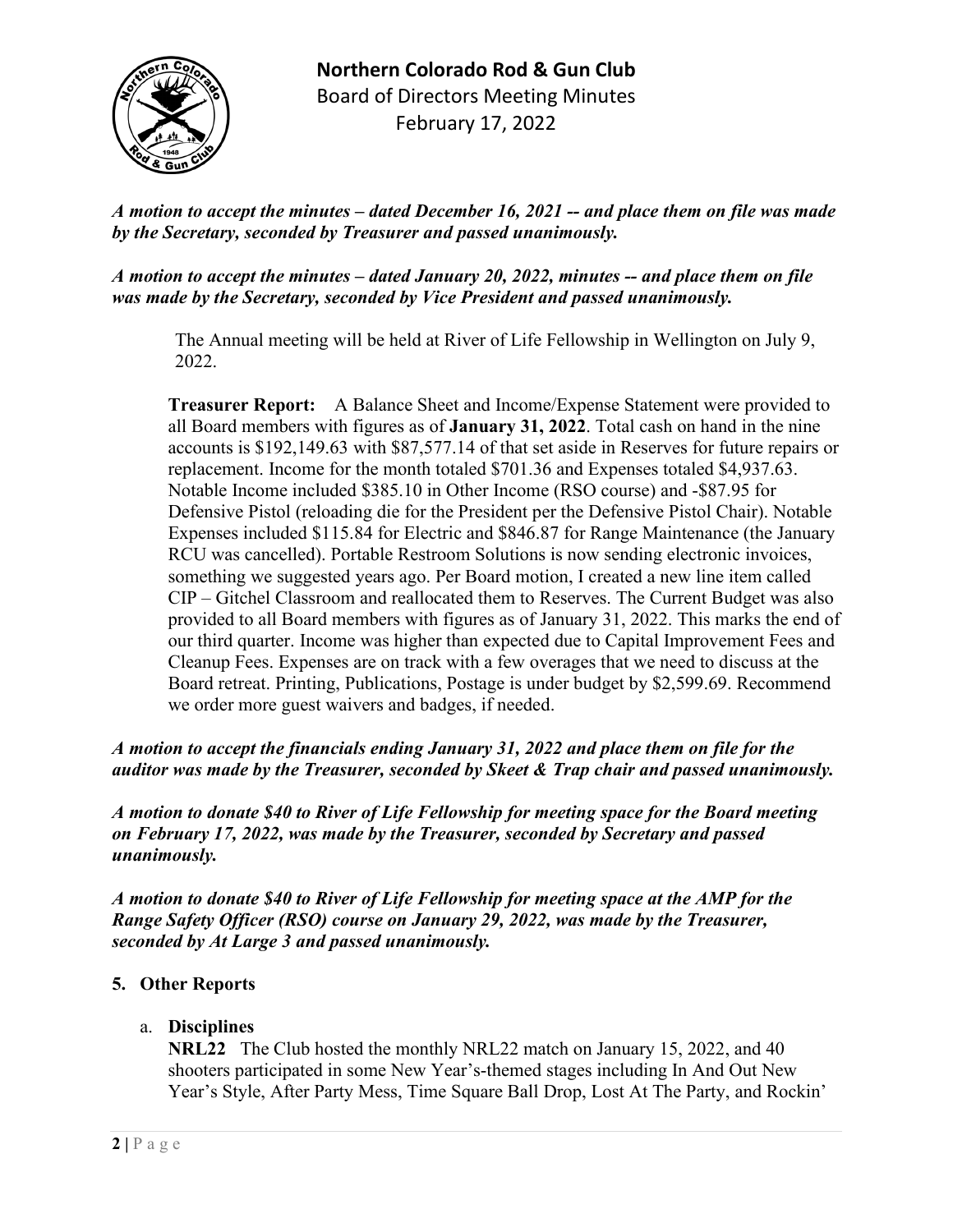*A motion to accept the minutes – dated December 16, 2021 -- and place them on file was made by the Secretary, seconded by Treasurer and passed unanimously.*

*A motion to accept the minutes – dated January 20, 2022, minutes -- and place them on file was made by the Secretary, seconded by Vice President and passed unanimously.*

The Annual meeting will be held at River of Life Fellowship in Wellington on July 9, 2022.

**Treasurer Report:** A Balance Sheet and Income/Expense Statement were provided to all Board members with figures as of **January 31, 2022**. Total cash on hand in the nine accounts is $192,149.63 with $87,577.14 of that set aside in Reserves for future repairs or replacement. Income for the month totaled $701.36 and Expenses totaled $4,937.63. Notable Income included $385.10 in Other Income (RSO course) and -$87.95 for Defensive Pistol (reloading die for the President per the Defensive Pistol Chair). Notable Expenses included $115.84 for Electric and $846.87 for Range Maintenance (the January RCU was cancelled). Portable Restroom Solutions is now sending electronic invoices, something we suggested years ago. Per Board motion, I created a new line item called CIP – Gitchel Classroom and reallocated them to Reserves. The Current Budget was also provided to all Board members with figures as of January 31, 2022. This marks the end of our third quarter. Income was higher than expected due to Capital Improvement Fees and Cleanup Fees. Expenses are on track with a few overages that we need to discuss at the Board retreat. Printing, Publications, Postage is under budget by $2,599.69. Recommend we order more guest waivers and badges, if needed.

***A motion to accept the financials ending January 31, 2022 and place them on file for the auditor was made by the Treasurer, seconded by Skeet & Trap chair and passed unanimously.***

***A motion to donate $40 to River of Life Fellowship for meeting space for the Board meeting on February 17, 2022, was made by the Treasurer, seconded by Secretary and passed unanimously.***

***A motion to donate $40 to River of Life Fellowship for meeting space at the AMP for the Range Safety Officer (RSO) course on January 29, 2022, was made by the Treasurer, seconded by At Large 3 and passed unanimously.***

## 5. Other Reports

a. **Disciplines**

**NRL22** The Club hosted the monthly NRL22 match on January 15, 2022, and 40 shooters participated in some New Year's-themed stages including In And Out New Year's Style, After Party Mess, Time Square Ball Drop, Lost At The Party, and Rockin'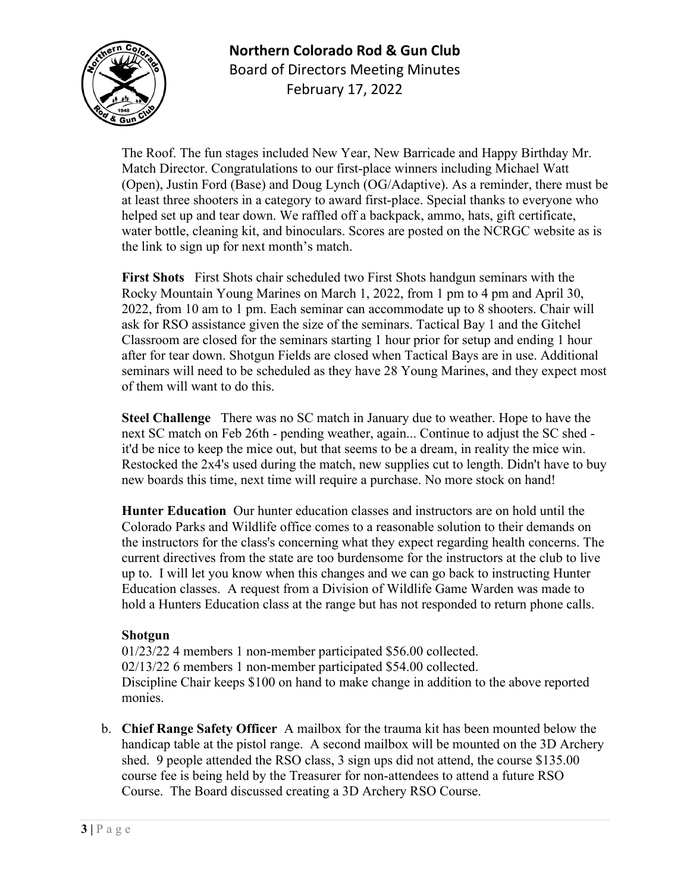The Roof. The fun stages included New Year, New Barricade and Happy Birthday Mr. Match Director. Congratulations to our first-place winners including Michael Watt (Open), Justin Ford (Base) and Doug Lynch (OG/Adaptive). As a reminder, there must be at least three shooters in a category to award first-place. Special thanks to everyone who helped set up and tear down. We raffled off a backpack, ammo, hats, gift certificate, water bottle, cleaning kit, and binoculars. Scores are posted on the NCRGC website as is the link to sign up for next month's match.

**First Shots** First Shots chair scheduled two First Shots handgun seminars with the Rocky Mountain Young Marines on March 1, 2022, from 1 pm to 4 pm and April 30, 2022, from 10 am to 1 pm. Each seminar can accommodate up to 8 shooters. Chair will ask for RSO assistance given the size of the seminars. Tactical Bay 1 and the Gitchel Classroom are closed for the seminars starting 1 hour prior for setup and ending 1 hour after for tear down. Shotgun Fields are closed when Tactical Bays are in use. Additional seminars will need to be scheduled as they have 28 Young Marines, and they expect most of them will want to do this.

**Steel Challenge** There was no SC match in January due to weather. Hope to have the next SC match on Feb 26th - pending weather, again... Continue to adjust the SC shed - it'd be nice to keep the mice out, but that seems to be a dream, in reality the mice win. Restocked the 2x4's used during the match, new supplies cut to length. Didn't have to buy new boards this time, next time will require a purchase. No more stock on hand!

**Hunter Education** Our hunter education classes and instructors are on hold until the Colorado Parks and Wildlife office comes to a reasonable solution to their demands on the instructors for the class's concerning what they expect regarding health concerns. The current directives from the state are too burdensome for the instructors at the club to live up to. I will let you know when this changes and we can go back to instructing Hunter Education classes. A request from a Division of Wildlife Game Warden was made to hold a Hunters Education class at the range but has not responded to return phone calls.

**Shotgun**

01/23/22 4 members 1 non-member participated $56.00 collected.
02/13/22 6 members 1 non-member participated $54.00 collected.
Discipline Chair keeps $100 on hand to make change in addition to the above reported monies.

b. **Chief Range Safety Officer** A mailbox for the trauma kit has been mounted below the handicap table at the pistol range. A second mailbox will be mounted on the 3D Archery shed. 9 people attended the RSO class, 3 sign ups did not attend, the course $135.00 course fee is being held by the Treasurer for non-attendees to attend a future RSO Course. The Board discussed creating a 3D Archery RSO Course.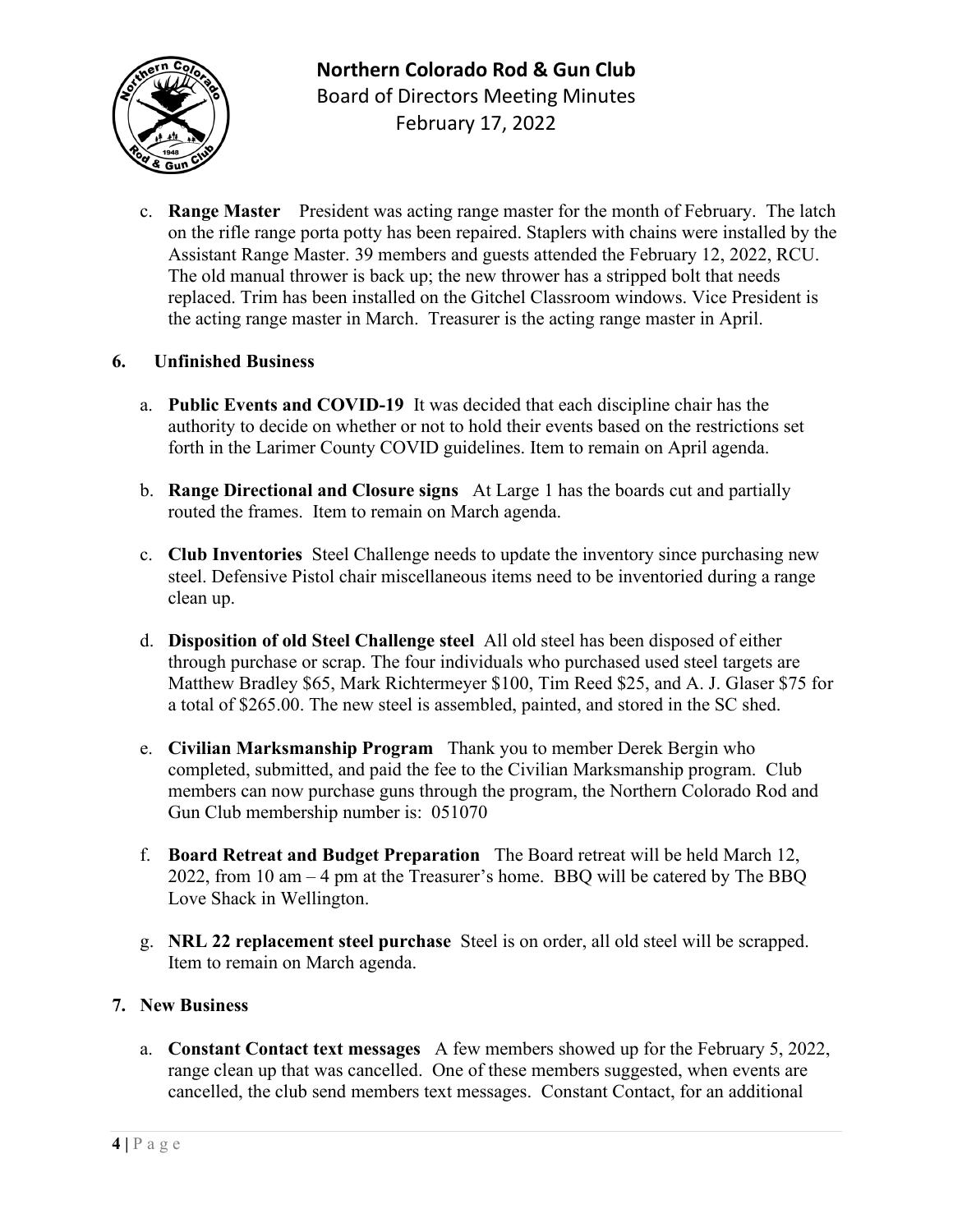c. **Range Master** President was acting range master for the month of February. The latch on the rifle range porta potty has been repaired. Staplers with chains were installed by the Assistant Range Master. 39 members and guests attended the February 12, 2022, RCU. The old manual thrower is back up; the new thrower has a stripped bolt that needs replaced. Trim has been installed on the Gitchel Classroom windows. Vice President is the acting range master in March. Treasurer is the acting range master in April.

## 6. Unfinished Business

a. **Public Events and COVID-19** It was decided that each discipline chair has the authority to decide on whether or not to hold their events based on the restrictions set forth in the Larimer County COVID guidelines. Item to remain on April agenda.

b. **Range Directional and Closure signs** At Large 1 has the boards cut and partially routed the frames. Item to remain on March agenda.

c. **Club Inventories** Steel Challenge needs to update the inventory since purchasing new steel. Defensive Pistol chair miscellaneous items need to be inventoried during a range clean up.

d. **Disposition of old Steel Challenge steel** All old steel has been disposed of either through purchase or scrap. The four individuals who purchased used steel targets are Matthew Bradley $65, Mark Richtermeyer $100, Tim Reed $25, and A. J. Glaser $75 for a total of $265.00. The new steel is assembled, painted, and stored in the SC shed.

e. **Civilian Marksmanship Program** Thank you to member Derek Bergin who completed, submitted, and paid the fee to the Civilian Marksmanship program. Club members can now purchase guns through the program, the Northern Colorado Rod and Gun Club membership number is: 051070

f. **Board Retreat and Budget Preparation** The Board retreat will be held March 12, 2022, from 10 am – 4 pm at the Treasurer's home. BBQ will be catered by The BBQ Love Shack in Wellington.

g. **NRL 22 replacement steel purchase** Steel is on order, all old steel will be scrapped. Item to remain on March agenda.

## 7. New Business

a. **Constant Contact text messages** A few members showed up for the February 5, 2022, range clean up that was cancelled. One of these members suggested, when events are cancelled, the club send members text messages. Constant Contact, for an additional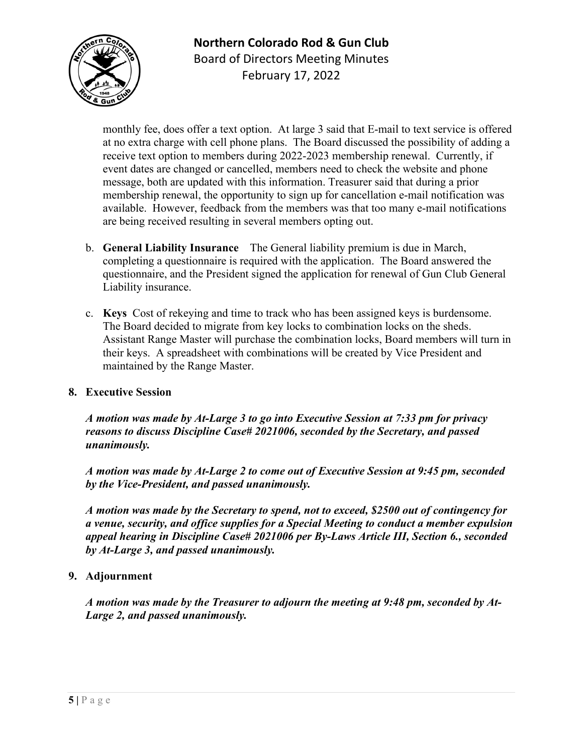monthly fee, does offer a text option. At large 3 said that E-mail to text service is offered at no extra charge with cell phone plans. The Board discussed the possibility of adding a receive text option to members during 2022-2023 membership renewal. Currently, if event dates are changed or cancelled, members need to check the website and phone message, both are updated with this information. Treasurer said that during a prior membership renewal, the opportunity to sign up for cancellation e-mail notification was available. However, feedback from the members was that too many e-mail notifications are being received resulting in several members opting out.

b. **General Liability Insurance** The General liability premium is due in March, completing a questionnaire is required with the application. The Board answered the questionnaire, and the President signed the application for renewal of Gun Club General Liability insurance.

c. **Keys** Cost of rekeying and time to track who has been assigned keys is burdensome. The Board decided to migrate from key locks to combination locks on the sheds. Assistant Range Master will purchase the combination locks, Board members will turn in their keys. A spreadsheet with combinations will be created by Vice President and maintained by the Range Master.

**8. Executive Session**

***A motion was made by At-Large 3 to go into Executive Session at 7:33 pm for privacy reasons to discuss Discipline Case# 2021006, seconded by the Secretary, and passed unanimously.***

***A motion was made by At-Large 2 to come out of Executive Session at 9:45 pm, seconded by the Vice-President, and passed unanimously.***

***A motion was made by the Secretary to spend, not to exceed, $2500 out of contingency for a venue, security, and office supplies for a Special Meeting to conduct a member expulsion appeal hearing in Discipline Case# 2021006 per By-Laws Article III, Section 6., seconded by At-Large 3, and passed unanimously.***

**9. Adjournment**

***A motion was made by the Treasurer to adjourn the meeting at 9:48 pm, seconded by At-Large 2, and passed unanimously.***